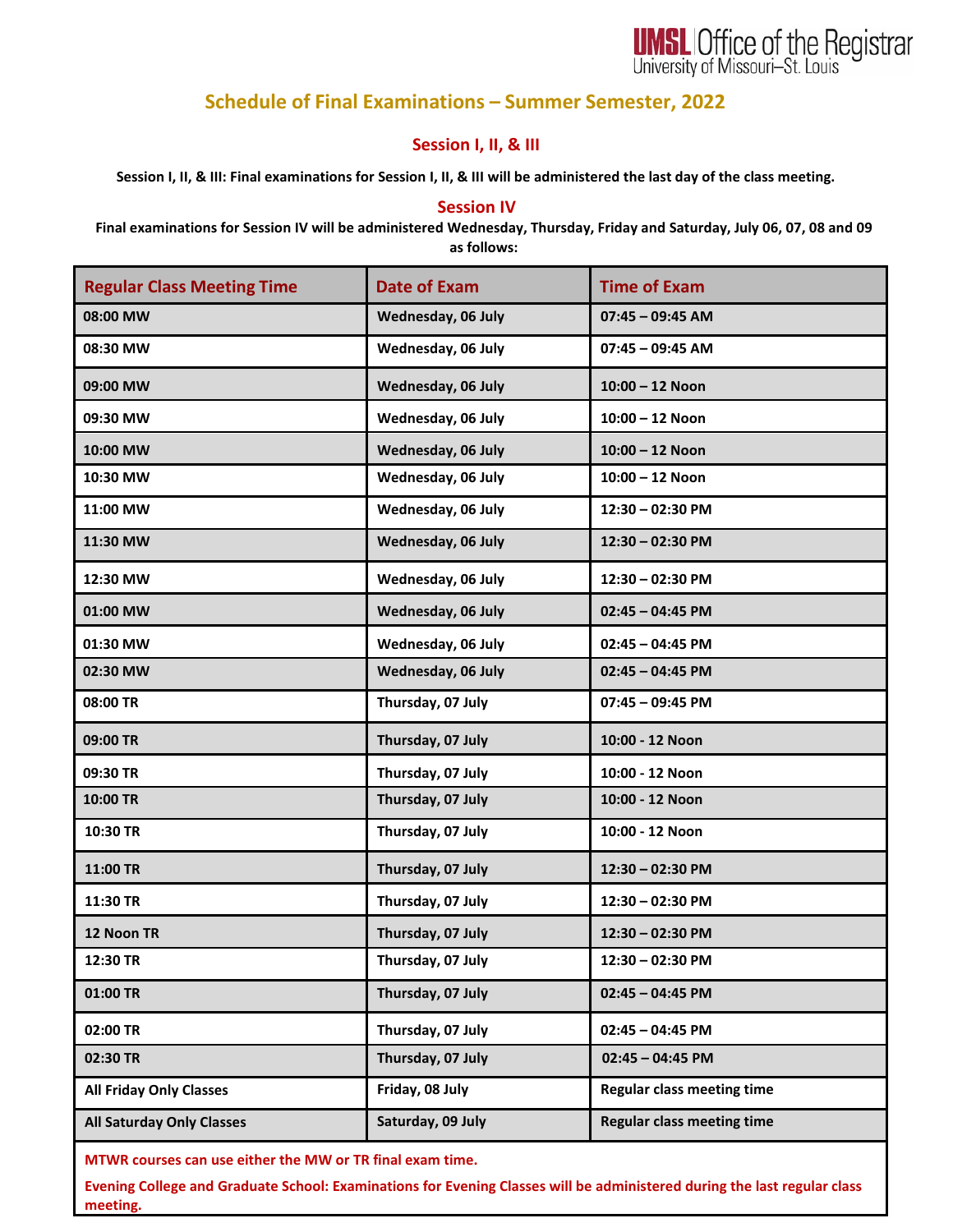UMSL Office of the Registrar
University of Missouri–St. Louis

# Schedule of Final Examinations – Summer Semester, 2022

## Session I, II, & III

**Session I, II, & III: Final examinations for Session I, II, & III will be administered the last day of the class meeting.**

## Session IV

**Final examinations for Session IV will be administered Wednesday, Thursday, Friday and Saturday, July 06, 07, 08 and 09 as follows:**

| Regular Class Meeting Time | Date of Exam | Time of Exam |
|---|---|---|
| 08:00 MW | Wednesday, 06 July | 07:45 – 09:45 AM |
| 08:30 MW | Wednesday, 06 July | 07:45 – 09:45 AM |
| 09:00 MW | Wednesday, 06 July | 10:00 – 12 Noon |
| 09:30 MW | Wednesday, 06 July | 10:00 – 12 Noon |
| 10:00 MW | Wednesday, 06 July | 10:00 – 12 Noon |
| 10:30 MW | Wednesday, 06 July | 10:00 – 12 Noon |
| 11:00 MW | Wednesday, 06 July | 12:30 – 02:30 PM |
| 11:30 MW | Wednesday, 06 July | 12:30 – 02:30 PM |
| 12:30 MW | Wednesday, 06 July | 12:30 – 02:30 PM |
| 01:00 MW | Wednesday, 06 July | 02:45 – 04:45 PM |
| 01:30 MW | Wednesday, 06 July | 02:45 – 04:45 PM |
| 02:30 MW | Wednesday, 06 July | 02:45 – 04:45 PM |
| 08:00 TR | Thursday, 07 July | 07:45 – 09:45 PM |
| 09:00 TR | Thursday, 07 July | 10:00 - 12 Noon |
| 09:30 TR | Thursday, 07 July | 10:00 - 12 Noon |
| 10:00 TR | Thursday, 07 July | 10:00 - 12 Noon |
| 10:30 TR | Thursday, 07 July | 10:00 - 12 Noon |
| 11:00 TR | Thursday, 07 July | 12:30 – 02:30 PM |
| 11:30 TR | Thursday, 07 July | 12:30 – 02:30 PM |
| 12 Noon TR | Thursday, 07 July | 12:30 – 02:30 PM |
| 12:30 TR | Thursday, 07 July | 12:30 – 02:30 PM |
| 01:00 TR | Thursday, 07 July | 02:45 – 04:45 PM |
| 02:00 TR | Thursday, 07 July | 02:45 – 04:45 PM |
| 02:30 TR | Thursday, 07 July | 02:45 – 04:45 PM |
| All Friday Only Classes | Friday, 08 July | Regular class meeting time |
| All Saturday Only Classes | Saturday, 09 July | Regular class meeting time |

**MTWR courses can use either the MW or TR final exam time.**

**Evening College and Graduate School: Examinations for Evening Classes will be administered during the last regular class meeting.**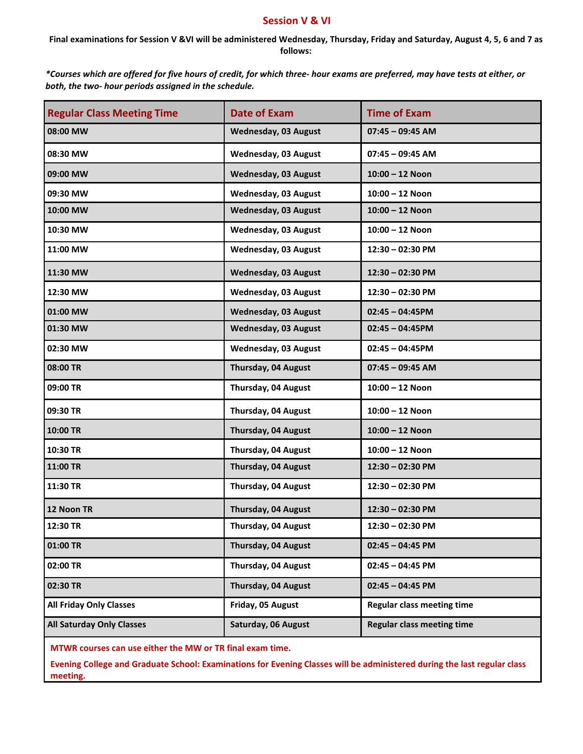# Session V & VI

**Final examinations for Session V &VI will be administered Wednesday, Thursday, Friday and Saturday, August 4, 5, 6 and 7 as follows:**

***Courses which are offered for five hours of credit, for which three- hour exams are preferred, may have tests at either, or both, the two- hour periods assigned in the schedule.***

| Regular Class Meeting Time | Date of Exam | Time of Exam |
|---|---|---|
| 08:00 MW | Wednesday, 03 August | 07:45 – 09:45 AM |
| 08:30 MW | Wednesday, 03 August | 07:45 – 09:45 AM |
| 09:00 MW | Wednesday, 03 August | 10:00 – 12 Noon |
| 09:30 MW | Wednesday, 03 August | 10:00 – 12 Noon |
| 10:00 MW | Wednesday, 03 August | 10:00 – 12 Noon |
| 10:30 MW | Wednesday, 03 August | 10:00 – 12 Noon |
| 11:00 MW | Wednesday, 03 August | 12:30 – 02:30 PM |
| 11:30 MW | Wednesday, 03 August | 12:30 – 02:30 PM |
| 12:30 MW | Wednesday, 03 August | 12:30 – 02:30 PM |
| 01:00 MW | Wednesday, 03 August | 02:45 – 04:45PM |
| 01:30 MW | Wednesday, 03 August | 02:45 – 04:45PM |
| 02:30 MW | Wednesday, 03 August | 02:45 – 04:45PM |
| 08:00 TR | Thursday, 04 August | 07:45 – 09:45 AM |
| 09:00 TR | Thursday, 04 August | 10:00 – 12 Noon |
| 09:30 TR | Thursday, 04 August | 10:00 – 12 Noon |
| 10:00 TR | Thursday, 04 August | 10:00 – 12 Noon |
| 10:30 TR | Thursday, 04 August | 10:00 – 12 Noon |
| 11:00 TR | Thursday, 04 August | 12:30 – 02:30 PM |
| 11:30 TR | Thursday, 04 August | 12:30 – 02:30 PM |
| 12 Noon TR | Thursday, 04 August | 12:30 – 02:30 PM |
| 12:30 TR | Thursday, 04 August | 12:30 – 02:30 PM |
| 01:00 TR | Thursday, 04 August | 02:45 – 04:45 PM |
| 02:00 TR | Thursday, 04 August | 02:45 – 04:45 PM |
| 02:30 TR | Thursday, 04 August | 02:45 – 04:45 PM |
| All Friday Only Classes | Friday, 05 August | Regular class meeting time |
| All Saturday Only Classes | Saturday, 06 August | Regular class meeting time |

**MTWR courses can use either the MW or TR final exam time.**

**Evening College and Graduate School: Examinations for Evening Classes will be administered during the last regular class meeting.**